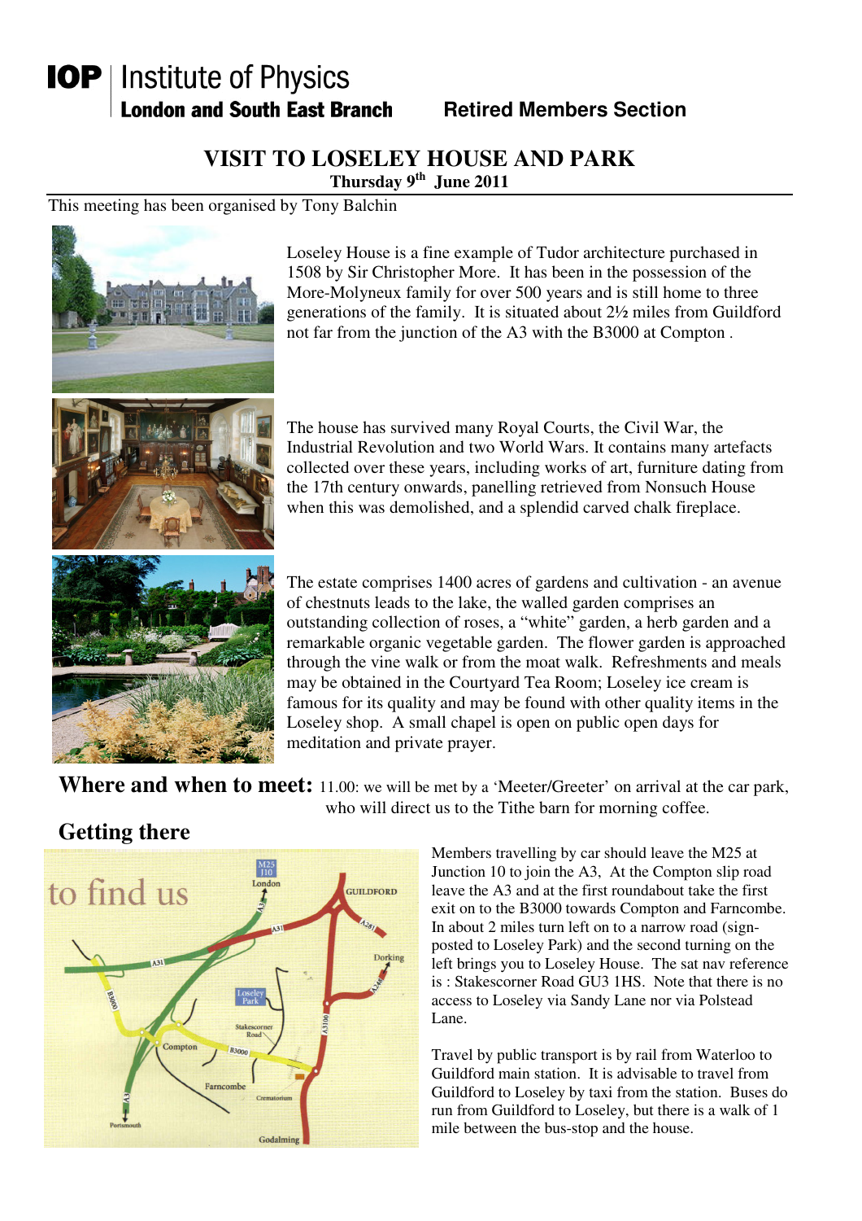**IOP** | Institute of Physics
**London and South East Branch** **Retired Members Section**

# VISIT TO LOSELEY HOUSE AND PARK

**Thursday 9th June 2011**

This meeting has been organised by Tony Balchin

Loseley House is a fine example of Tudor architecture purchased in 1508 by Sir Christopher More. It has been in the possession of the More-Molyneux family for over 500 years and is still home to three generations of the family. It is situated about 2½ miles from Guildford not far from the junction of the A3 with the B3000 at Compton .

The house has survived many Royal Courts, the Civil War, the Industrial Revolution and two World Wars. It contains many artefacts collected over these years, including works of art, furniture dating from the 17th century onwards, panelling retrieved from Nonsuch House when this was demolished, and a splendid carved chalk fireplace.

The estate comprises 1400 acres of gardens and cultivation - an avenue of chestnuts leads to the lake, the walled garden comprises an outstanding collection of roses, a "white" garden, a herb garden and a remarkable organic vegetable garden. The flower garden is approached through the vine walk or from the moat walk. Refreshments and meals may be obtained in the Courtyard Tea Room; Loseley ice cream is famous for its quality and may be found with other quality items in the Loseley shop. A small chapel is open on public open days for meditation and private prayer.

**Where and when to meet:** 11.00: we will be met by a 'Meeter/Greeter' on arrival at the car park, who will direct us to the Tithe barn for morning coffee.

## Getting there

Members travelling by car should leave the M25 at Junction 10 to join the A3, At the Compton slip road leave the A3 and at the first roundabout take the first exit on to the B3000 towards Compton and Farncombe. In about 2 miles turn left on to a narrow road (sign-posted to Loseley Park) and the second turning on the left brings you to Loseley House. The sat nav reference is : Stakescorner Road GU3 1HS. Note that there is no access to Loseley via Sandy Lane nor via Polstead Lane.

Travel by public transport is by rail from Waterloo to Guildford main station. It is advisable to travel from Guildford to Loseley by taxi from the station. Buses do run from Guildford to Loseley, but there is a walk of 1 mile between the bus-stop and the house.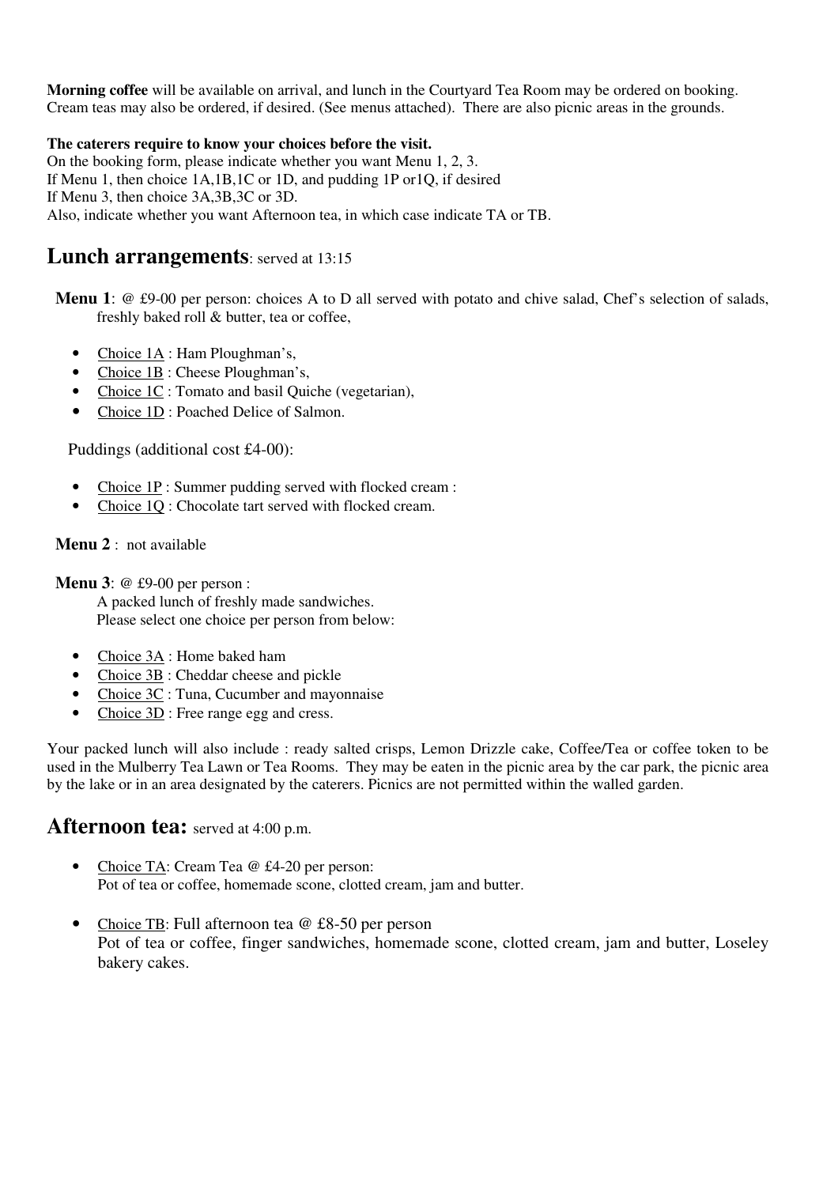**Morning coffee** will be available on arrival, and lunch in the Courtyard Tea Room may be ordered on booking. Cream teas may also be ordered, if desired. (See menus attached). There are also picnic areas in the grounds.

**The caterers require to know your choices before the visit.**
On the booking form, please indicate whether you want Menu 1, 2, 3.
If Menu 1, then choice 1A,1B,1C or 1D, and pudding 1P or1Q, if desired
If Menu 3, then choice 3A,3B,3C or 3D.
Also, indicate whether you want Afternoon tea, in which case indicate TA or TB.

## Lunch arrangements: served at 13:15

**Menu 1**: @ £9-00 per person: choices A to D all served with potato and chive salad, Chef's selection of salads, freshly baked roll & butter, tea or coffee,

- Choice 1A : Ham Ploughman's,
- Choice 1B : Cheese Ploughman's,
- Choice 1C : Tomato and basil Quiche (vegetarian),
- Choice 1D : Poached Delice of Salmon.

Puddings (additional cost £4-00):

- Choice 1P : Summer pudding served with flocked cream :
- Choice 1Q : Chocolate tart served with flocked cream.

**Menu 2** : not available

**Menu 3**: @ £9-00 per person :
A packed lunch of freshly made sandwiches.
Please select one choice per person from below:

- Choice 3A : Home baked ham
- Choice 3B : Cheddar cheese and pickle
- Choice 3C : Tuna, Cucumber and mayonnaise
- Choice 3D : Free range egg and cress.

Your packed lunch will also include : ready salted crisps, Lemon Drizzle cake, Coffee/Tea or coffee token to be used in the Mulberry Tea Lawn or Tea Rooms. They may be eaten in the picnic area by the car park, the picnic area by the lake or in an area designated by the caterers. Picnics are not permitted within the walled garden.

## Afternoon tea: served at 4:00 p.m.

- Choice TA: Cream Tea @ £4-20 per person:
  Pot of tea or coffee, homemade scone, clotted cream, jam and butter.

- Choice TB: Full afternoon tea @ £8-50 per person
  Pot of tea or coffee, finger sandwiches, homemade scone, clotted cream, jam and butter, Loseley bakery cakes.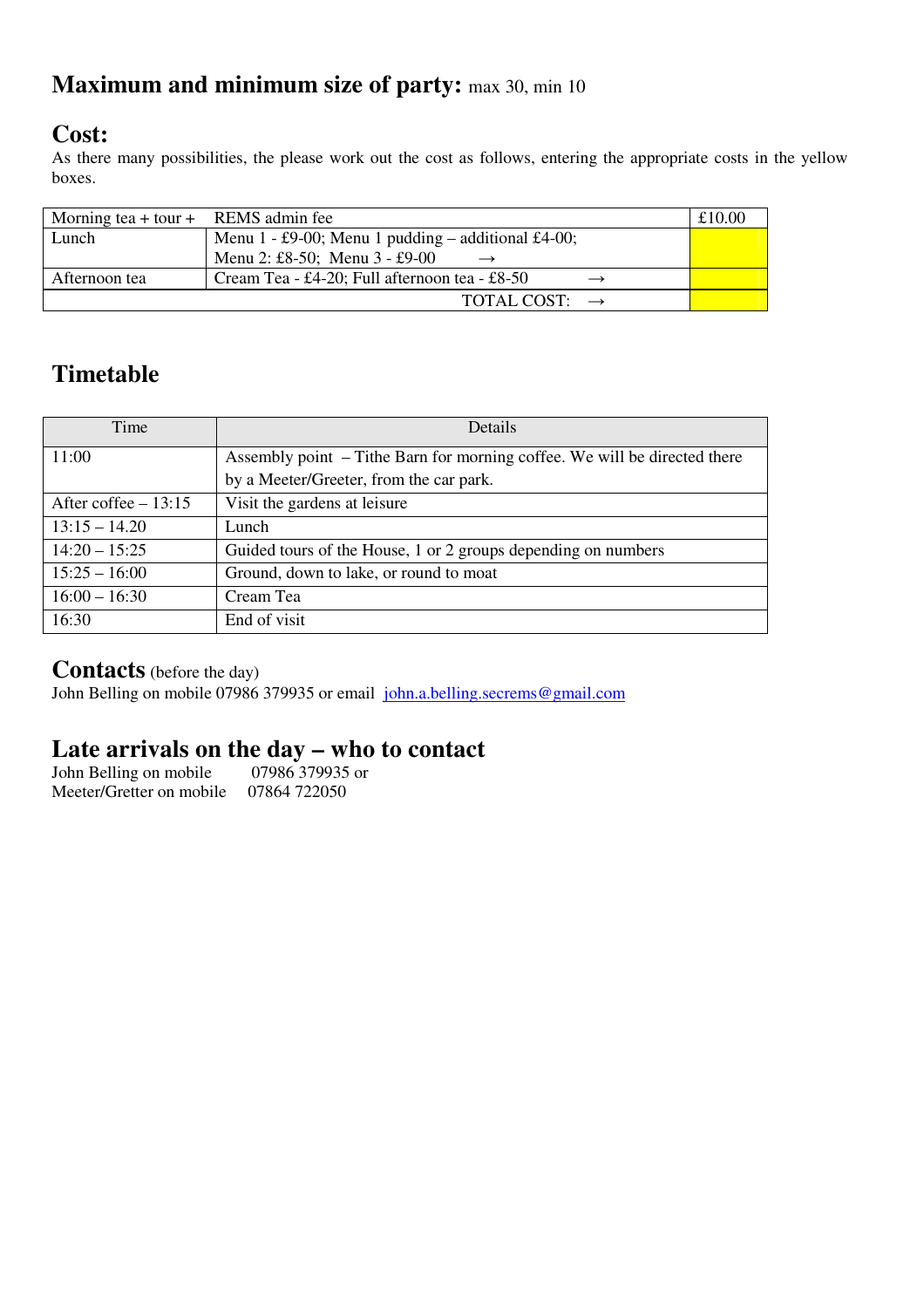## Maximum and minimum size of party: max 30, min 10

## Cost:

As there many possibilities, the please work out the cost as follows, entering the appropriate costs in the yellow boxes.

| | | |
|---|---|---|
| Morning tea + tour + | REMS admin fee | £10.00 |
| Lunch | Menu 1 - £9-00; Menu 1 pudding – additional £4-00; Menu 2: £8-50; Menu 3 - £9-00 → | |
| Afternoon tea | Cream Tea - £4-20; Full afternoon tea - £8-50 → | |
| | TOTAL COST: → | |

## Timetable

| Time | Details |
|---|---|
| 11:00 | Assembly point – Tithe Barn for morning coffee. We will be directed there by a Meeter/Greeter, from the car park. |
| After coffee – 13:15 | Visit the gardens at leisure |
| 13:15 – 14.20 | Lunch |
| 14:20 – 15:25 | Guided tours of the House, 1 or 2 groups depending on numbers |
| 15:25 – 16:00 | Ground, down to lake, or round to moat |
| 16:00 – 16:30 | Cream Tea |
| 16:30 | End of visit |

## Contacts (before the day)

John Belling on mobile 07986 379935 or email john.a.belling.secrems@gmail.com

## Late arrivals on the day – who to contact

John Belling on mobile 07986 379935 or
Meeter/Gretter on mobile 07864 722050